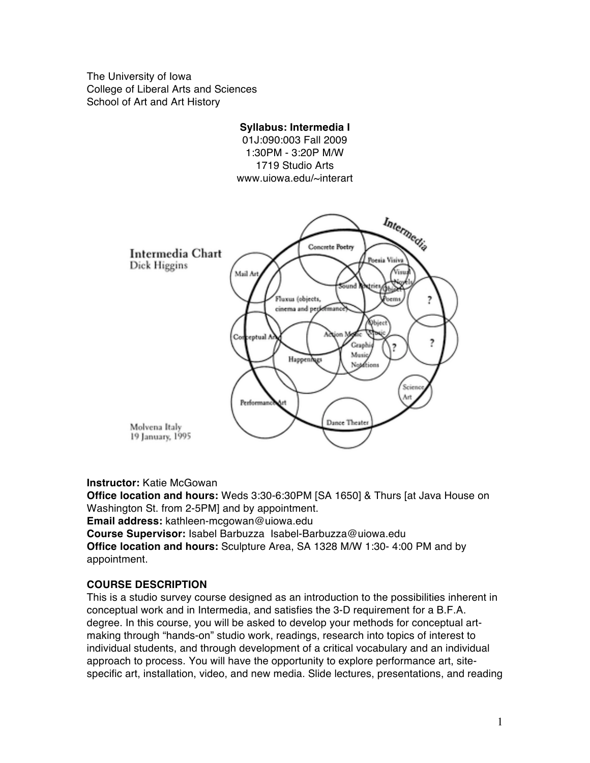The University of Iowa
College of Liberal Arts and Sciences
School of Art and Art History

**Syllabus: Intermedia I**
01J:090:003 Fall 2009
1:30PM - 3:20P M/W
1719 Studio Arts
www.uiowa.edu/~interart

Intermedia Chart
Dick Higgins

Intermedia

Concrete Poetry, Poesia Visiva, Visual Novels, Mail Art, Sound Poetries, Object Poems, Fluxus (objects, cinema and performance), ?, Object Music, Conceptual Art, Action Music, ?, ?, Graphic Music Notations, Happenings, Science Art, Performance Art, Dance Theater

Molvena Italy
19 January, 1995

**Instructor:** Katie McGowan
**Office location and hours:** Weds 3:30-6:30PM [SA 1650] & Thurs [at Java House on Washington St. from 2-5PM] and by appointment.
**Email address:** kathleen-mcgowan@uiowa.edu
**Course Supervisor:** Isabel Barbuzza Isabel-Barbuzza@uiowa.edu
**Office location and hours:** Sculpture Area, SA 1328 M/W 1:30- 4:00 PM and by appointment.

## COURSE DESCRIPTION

This is a studio survey course designed as an introduction to the possibilities inherent in conceptual work and in Intermedia, and satisfies the 3-D requirement for a B.F.A. degree. In this course, you will be asked to develop your methods for conceptual art-making through "hands-on" studio work, readings, research into topics of interest to individual students, and through development of a critical vocabulary and an individual approach to process. You will have the opportunity to explore performance art, site-specific art, installation, video, and new media. Slide lectures, presentations, and reading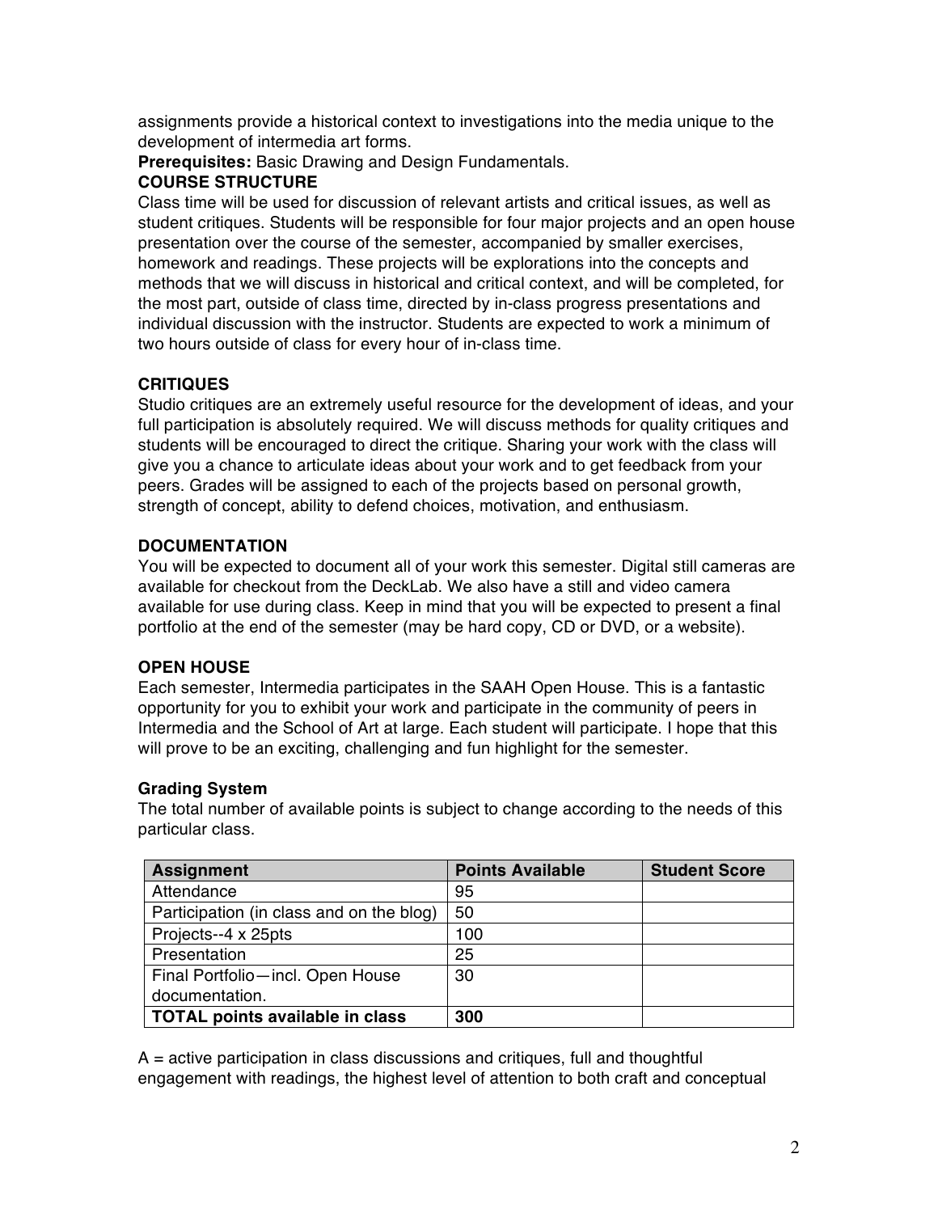assignments provide a historical context to investigations into the media unique to the development of intermedia art forms.

**Prerequisites:** Basic Drawing and Design Fundamentals.

**COURSE STRUCTURE**

Class time will be used for discussion of relevant artists and critical issues, as well as student critiques. Students will be responsible for four major projects and an open house presentation over the course of the semester, accompanied by smaller exercises, homework and readings. These projects will be explorations into the concepts and methods that we will discuss in historical and critical context, and will be completed, for the most part, outside of class time, directed by in-class progress presentations and individual discussion with the instructor. Students are expected to work a minimum of two hours outside of class for every hour of in-class time.

**CRITIQUES**

Studio critiques are an extremely useful resource for the development of ideas, and your full participation is absolutely required. We will discuss methods for quality critiques and students will be encouraged to direct the critique. Sharing your work with the class will give you a chance to articulate ideas about your work and to get feedback from your peers. Grades will be assigned to each of the projects based on personal growth, strength of concept, ability to defend choices, motivation, and enthusiasm.

**DOCUMENTATION**

You will be expected to document all of your work this semester. Digital still cameras are available for checkout from the DeckLab. We also have a still and video camera available for use during class. Keep in mind that you will be expected to present a final portfolio at the end of the semester (may be hard copy, CD or DVD, or a website).

**OPEN HOUSE**

Each semester, Intermedia participates in the SAAH Open House. This is a fantastic opportunity for you to exhibit your work and participate in the community of peers in Intermedia and the School of Art at large. Each student will participate. I hope that this will prove to be an exciting, challenging and fun highlight for the semester.

**Grading System**

The total number of available points is subject to change according to the needs of this particular class.

| Assignment | Points Available | Student Score |
|---|---|---|
| Attendance | 95 | |
| Participation (in class and on the blog) | 50 | |
| Projects--4 x 25pts | 100 | |
| Presentation | 25 | |
| Final Portfolio—incl. Open House documentation. | 30 | |
| **TOTAL points available in class** | **300** | |

A = active participation in class discussions and critiques, full and thoughtful engagement with readings, the highest level of attention to both craft and conceptual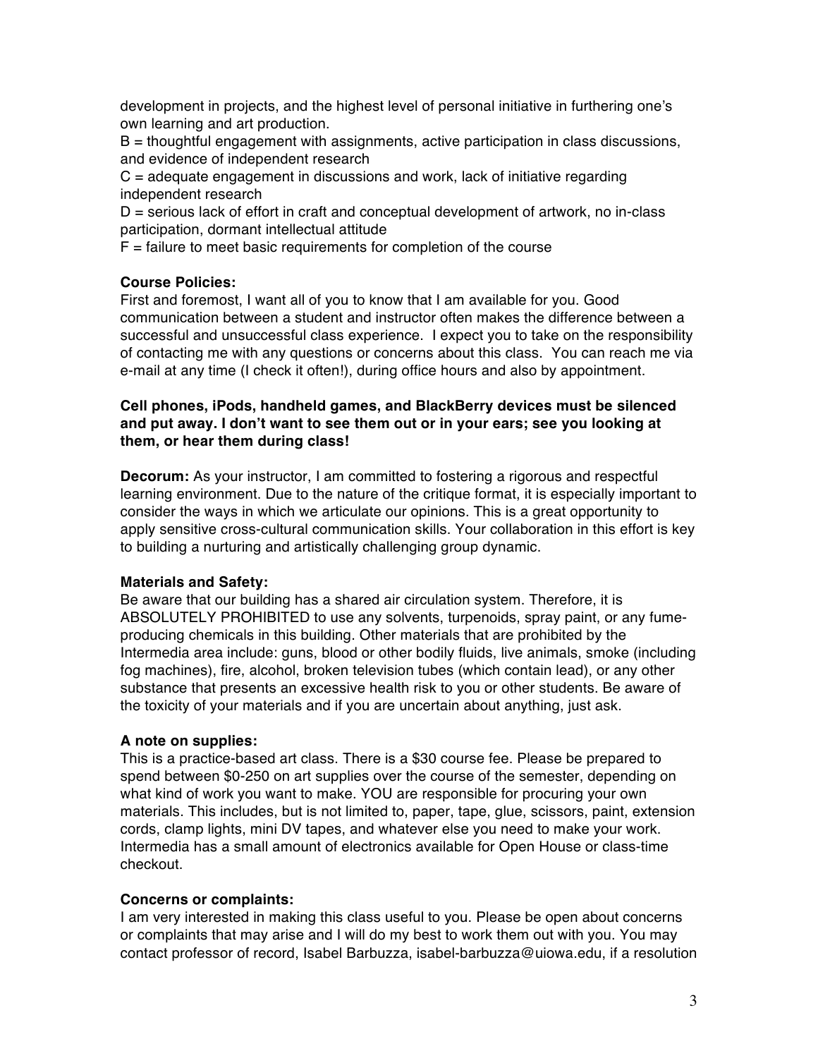development in projects, and the highest level of personal initiative in furthering one's own learning and art production.
B = thoughtful engagement with assignments, active participation in class discussions, and evidence of independent research
C = adequate engagement in discussions and work, lack of initiative regarding independent research
D = serious lack of effort in craft and conceptual development of artwork, no in-class participation, dormant intellectual attitude
F = failure to meet basic requirements for completion of the course

**Course Policies:**
First and foremost, I want all of you to know that I am available for you. Good communication between a student and instructor often makes the difference between a successful and unsuccessful class experience. I expect you to take on the responsibility of contacting me with any questions or concerns about this class. You can reach me via e-mail at any time (I check it often!), during office hours and also by appointment.

**Cell phones, iPods, handheld games, and BlackBerry devices must be silenced and put away. I don't want to see them out or in your ears; see you looking at them, or hear them during class!**

**Decorum:** As your instructor, I am committed to fostering a rigorous and respectful learning environment. Due to the nature of the critique format, it is especially important to consider the ways in which we articulate our opinions. This is a great opportunity to apply sensitive cross-cultural communication skills. Your collaboration in this effort is key to building a nurturing and artistically challenging group dynamic.

**Materials and Safety:**
Be aware that our building has a shared air circulation system. Therefore, it is ABSOLUTELY PROHIBITED to use any solvents, turpenoids, spray paint, or any fume-producing chemicals in this building. Other materials that are prohibited by the Intermedia area include: guns, blood or other bodily fluids, live animals, smoke (including fog machines), fire, alcohol, broken television tubes (which contain lead), or any other substance that presents an excessive health risk to you or other students. Be aware of the toxicity of your materials and if you are uncertain about anything, just ask.

**A note on supplies:**
This is a practice-based art class. There is a $30 course fee. Please be prepared to spend between $0-250 on art supplies over the course of the semester, depending on what kind of work you want to make. YOU are responsible for procuring your own materials. This includes, but is not limited to, paper, tape, glue, scissors, paint, extension cords, clamp lights, mini DV tapes, and whatever else you need to make your work. Intermedia has a small amount of electronics available for Open House or class-time checkout.

**Concerns or complaints:**
I am very interested in making this class useful to you. Please be open about concerns or complaints that may arise and I will do my best to work them out with you. You may contact professor of record, Isabel Barbuzza, isabel-barbuzza@uiowa.edu, if a resolution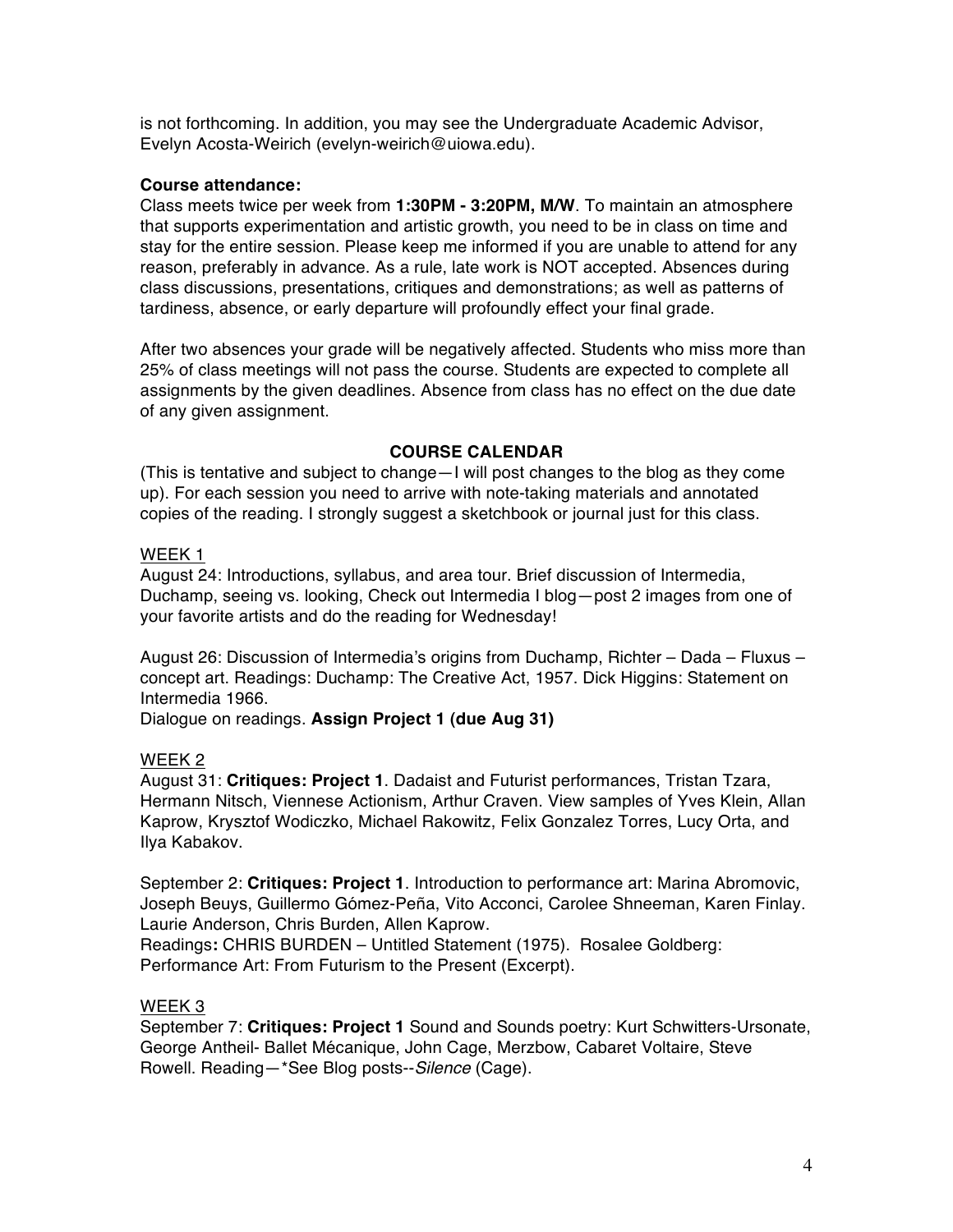is not forthcoming. In addition, you may see the Undergraduate Academic Advisor, Evelyn Acosta-Weirich (evelyn-weirich@uiowa.edu).

**Course attendance:**

Class meets twice per week from **1:30PM - 3:20PM, M/W**. To maintain an atmosphere that supports experimentation and artistic growth, you need to be in class on time and stay for the entire session. Please keep me informed if you are unable to attend for any reason, preferably in advance. As a rule, late work is NOT accepted. Absences during class discussions, presentations, critiques and demonstrations; as well as patterns of tardiness, absence, or early departure will profoundly effect your final grade.

After two absences your grade will be negatively affected. Students who miss more than 25% of class meetings will not pass the course. Students are expected to complete all assignments by the given deadlines. Absence from class has no effect on the due date of any given assignment.

## COURSE CALENDAR

(This is tentative and subject to change—I will post changes to the blog as they come up). For each session you need to arrive with note-taking materials and annotated copies of the reading. I strongly suggest a sketchbook or journal just for this class.

<u>WEEK 1</u>

August 24: Introductions, syllabus, and area tour. Brief discussion of Intermedia, Duchamp, seeing vs. looking, Check out Intermedia I blog—post 2 images from one of your favorite artists and do the reading for Wednesday!

August 26: Discussion of Intermedia's origins from Duchamp, Richter – Dada – Fluxus – concept art. Readings: Duchamp: The Creative Act, 1957. Dick Higgins: Statement on Intermedia 1966.
Dialogue on readings. **Assign Project 1 (due Aug 31)**

<u>WEEK 2</u>

August 31: **Critiques: Project 1**. Dadaist and Futurist performances, Tristan Tzara, Hermann Nitsch, Viennese Actionism, Arthur Craven. View samples of Yves Klein, Allan Kaprow, Krysztof Wodiczko, Michael Rakowitz, Felix Gonzalez Torres, Lucy Orta, and Ilya Kabakov.

September 2: **Critiques: Project 1**. Introduction to performance art: Marina Abromovic, Joseph Beuys, Guillermo Gómez-Peña, Vito Acconci, Carolee Shneeman, Karen Finlay. Laurie Anderson, Chris Burden, Allen Kaprow.
Readings**:** CHRIS BURDEN – Untitled Statement (1975). Rosalee Goldberg: Performance Art: From Futurism to the Present (Excerpt).

<u>WEEK 3</u>

September 7: **Critiques: Project 1** Sound and Sounds poetry: Kurt Schwitters-Ursonate, George Antheil- Ballet Mécanique, John Cage, Merzbow, Cabaret Voltaire, Steve Rowell. Reading—*See Blog posts--*Silence* (Cage).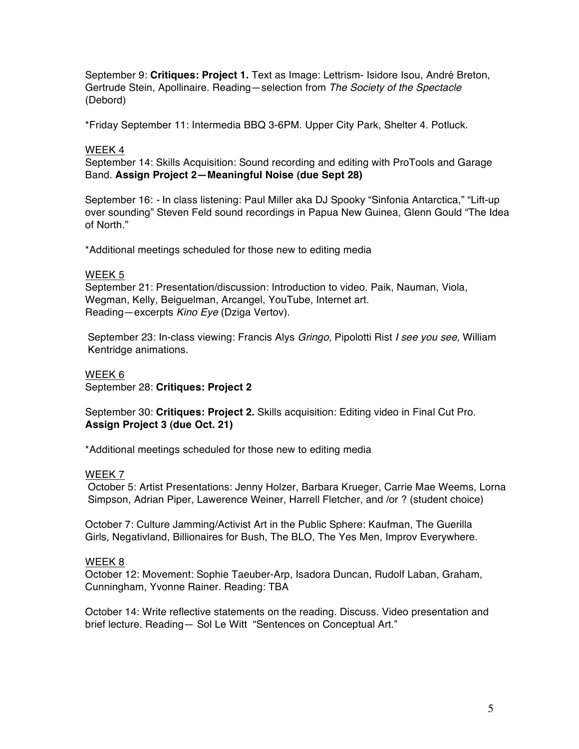September 9: **Critiques: Project 1.** Text as Image: Lettrism- Isidore Isou, André Breton, Gertrude Stein, Apollinaire. Reading—selection from *The Society of the Spectacle* (Debord)

*Friday September 11: Intermedia BBQ 3-6PM. Upper City Park, Shelter 4. Potluck.

WEEK 4

September 14: Skills Acquisition: Sound recording and editing with ProTools and Garage Band. **Assign Project 2—Meaningful Noise (due Sept 28)**

September 16: - In class listening: Paul Miller aka DJ Spooky "Sinfonia Antarctica," "Lift-up over sounding" Steven Feld sound recordings in Papua New Guinea, Glenn Gould "The Idea of North."

*Additional meetings scheduled for those new to editing media

WEEK 5

September 21: Presentation/discussion: Introduction to video. Paik, Nauman, Viola, Wegman, Kelly, Beiguelman, Arcangel, YouTube, Internet art. Reading—excerpts *Kino Eye* (Dziga Vertov).

September 23: In-class viewing: Francis Alys *Gringo,* Pipolotti Rist *I see you see,* William Kentridge animations.

WEEK 6

September 28: **Critiques: Project 2**

September 30: **Critiques: Project 2.** Skills acquisition: Editing video in Final Cut Pro. **Assign Project 3 (due Oct. 21)**

*Additional meetings scheduled for those new to editing media

WEEK 7

October 5: Artist Presentations: Jenny Holzer, Barbara Krueger, Carrie Mae Weems, Lorna Simpson, Adrian Piper, Lawerence Weiner, Harrell Fletcher, and /or ? (student choice)

October 7: Culture Jamming/Activist Art in the Public Sphere: Kaufman, The Guerilla Girls, Negativland, Billionaires for Bush, The BLO, The Yes Men, Improv Everywhere.

WEEK 8

October 12: Movement: Sophie Taeuber-Arp, Isadora Duncan, Rudolf Laban, Graham, Cunningham, Yvonne Rainer. Reading: TBA

October 14: Write reflective statements on the reading. Discuss. Video presentation and brief lecture. Reading— Sol Le Witt "Sentences on Conceptual Art."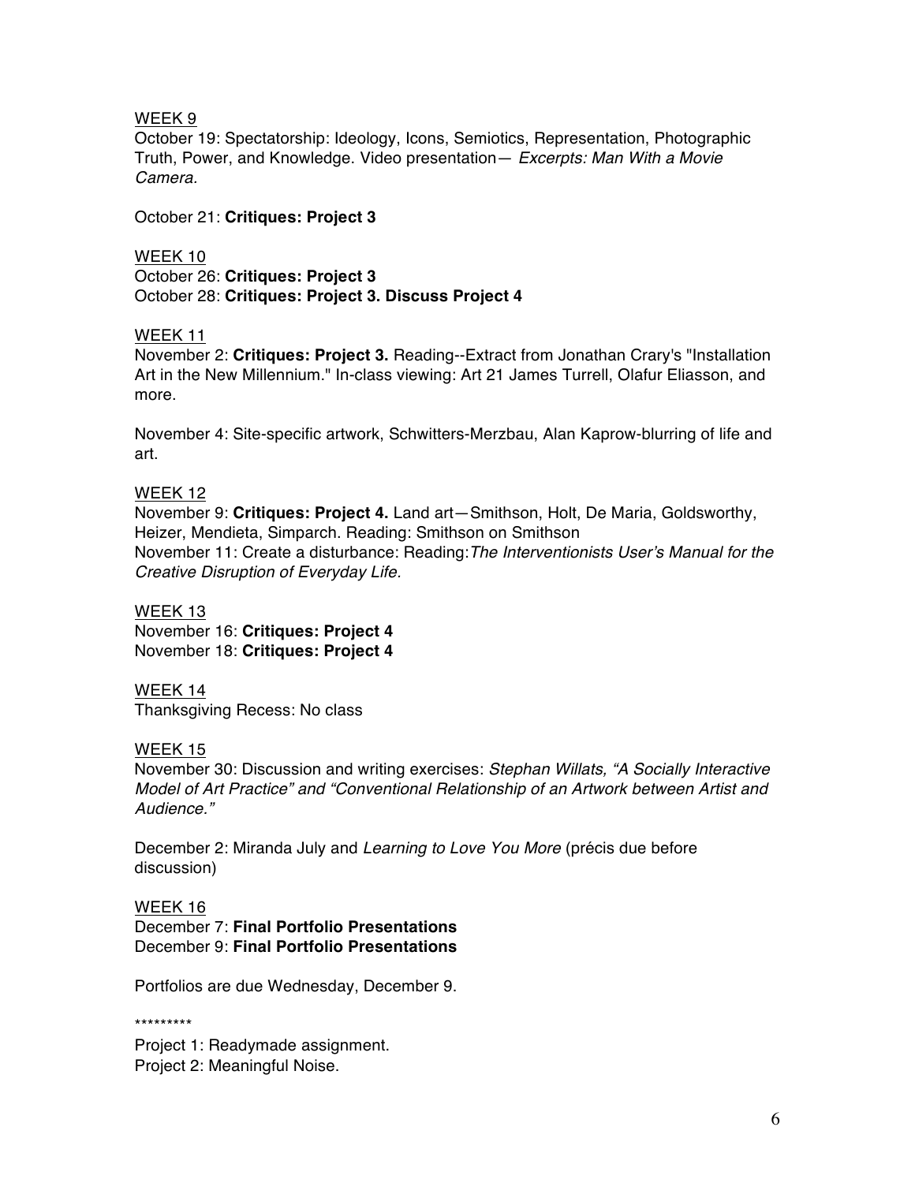WEEK 9

October 19: Spectatorship: Ideology, Icons, Semiotics, Representation, Photographic Truth, Power, and Knowledge. Video presentation— *Excerpts: Man With a Movie Camera.*

October 21: **Critiques: Project 3**

WEEK 10

October 26: **Critiques: Project 3**
October 28: **Critiques: Project 3. Discuss Project 4**

WEEK 11

November 2: **Critiques: Project 3.** Reading--Extract from Jonathan Crary's "Installation Art in the New Millennium." In-class viewing: Art 21 James Turrell, Olafur Eliasson, and more.

November 4: Site-specific artwork, Schwitters-Merzbau, Alan Kaprow-blurring of life and art.

WEEK 12

November 9: **Critiques: Project 4.** Land art—Smithson, Holt, De Maria, Goldsworthy, Heizer, Mendieta, Simparch. Reading: Smithson on Smithson
November 11: Create a disturbance: Reading: *The Interventionists User's Manual for the Creative Disruption of Everyday Life.*

WEEK 13

November 16: **Critiques: Project 4**
November 18: **Critiques: Project 4**

WEEK 14

Thanksgiving Recess: No class

WEEK 15

November 30: Discussion and writing exercises: *Stephan Willats, "A Socially Interactive Model of Art Practice" and "Conventional Relationship of an Artwork between Artist and Audience."*

December 2: Miranda July and *Learning to Love You More* (précis due before discussion)

WEEK 16

December 7: **Final Portfolio Presentations**
December 9: **Final Portfolio Presentations**

Portfolios are due Wednesday, December 9.

*********

Project 1: Readymade assignment.
Project 2: Meaningful Noise.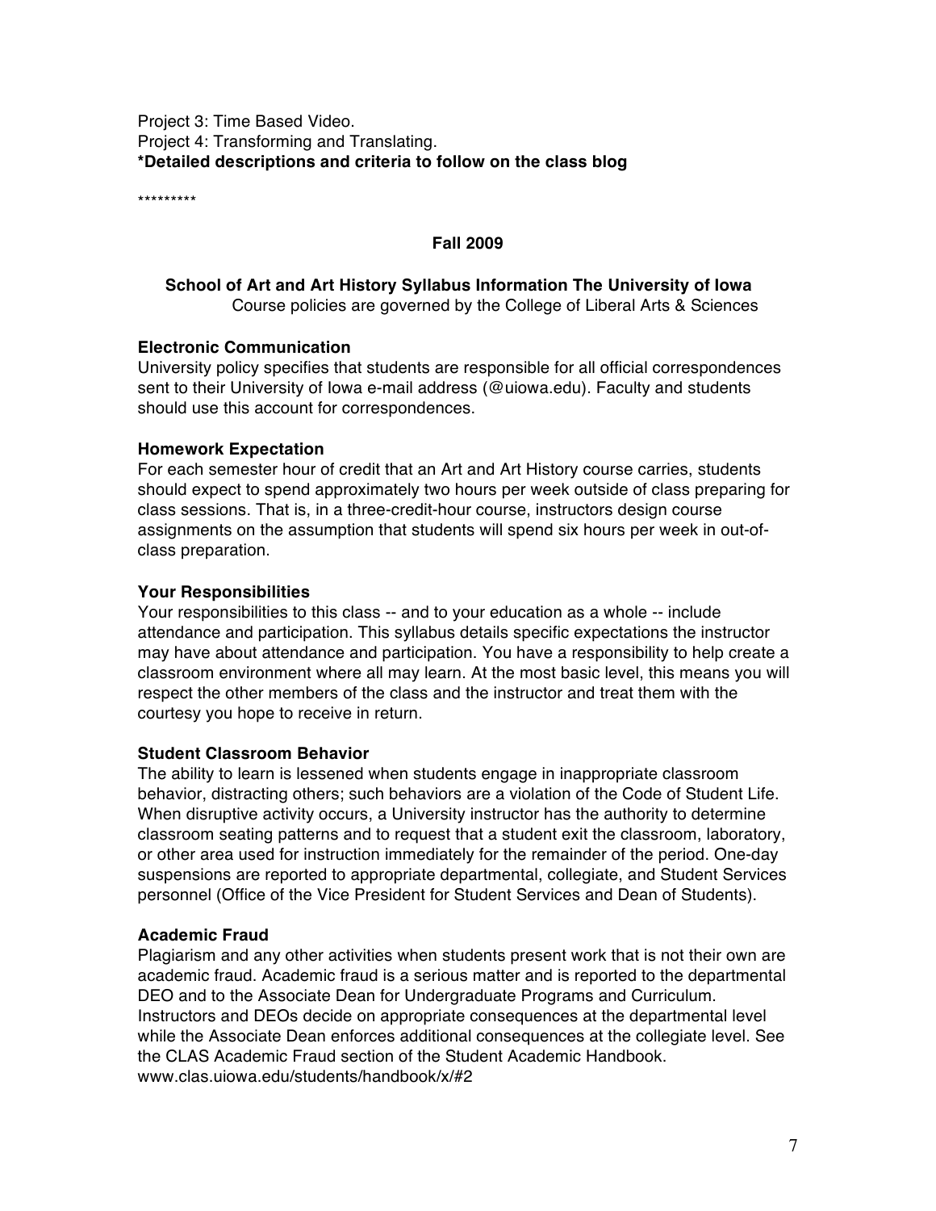Project 3: Time Based Video.
Project 4: Transforming and Translating.
**\*Detailed descriptions and criteria to follow on the class blog**

\*\*\*\*\*\*\*\*\*

**Fall 2009**

**School of Art and Art History Syllabus Information The University of Iowa**
Course policies are governed by the College of Liberal Arts & Sciences

### Electronic Communication

University policy specifies that students are responsible for all official correspondences sent to their University of Iowa e-mail address (@uiowa.edu). Faculty and students should use this account for correspondences.

### Homework Expectation

For each semester hour of credit that an Art and Art History course carries, students should expect to spend approximately two hours per week outside of class preparing for class sessions. That is, in a three-credit-hour course, instructors design course assignments on the assumption that students will spend six hours per week in out-of-class preparation.

### Your Responsibilities

Your responsibilities to this class -- and to your education as a whole -- include attendance and participation. This syllabus details specific expectations the instructor may have about attendance and participation. You have a responsibility to help create a classroom environment where all may learn. At the most basic level, this means you will respect the other members of the class and the instructor and treat them with the courtesy you hope to receive in return.

### Student Classroom Behavior

The ability to learn is lessened when students engage in inappropriate classroom behavior, distracting others; such behaviors are a violation of the Code of Student Life. When disruptive activity occurs, a University instructor has the authority to determine classroom seating patterns and to request that a student exit the classroom, laboratory, or other area used for instruction immediately for the remainder of the period. One-day suspensions are reported to appropriate departmental, collegiate, and Student Services personnel (Office of the Vice President for Student Services and Dean of Students).

### Academic Fraud

Plagiarism and any other activities when students present work that is not their own are academic fraud. Academic fraud is a serious matter and is reported to the departmental DEO and to the Associate Dean for Undergraduate Programs and Curriculum. Instructors and DEOs decide on appropriate consequences at the departmental level while the Associate Dean enforces additional consequences at the collegiate level. See the CLAS Academic Fraud section of the Student Academic Handbook. www.clas.uiowa.edu/students/handbook/x/#2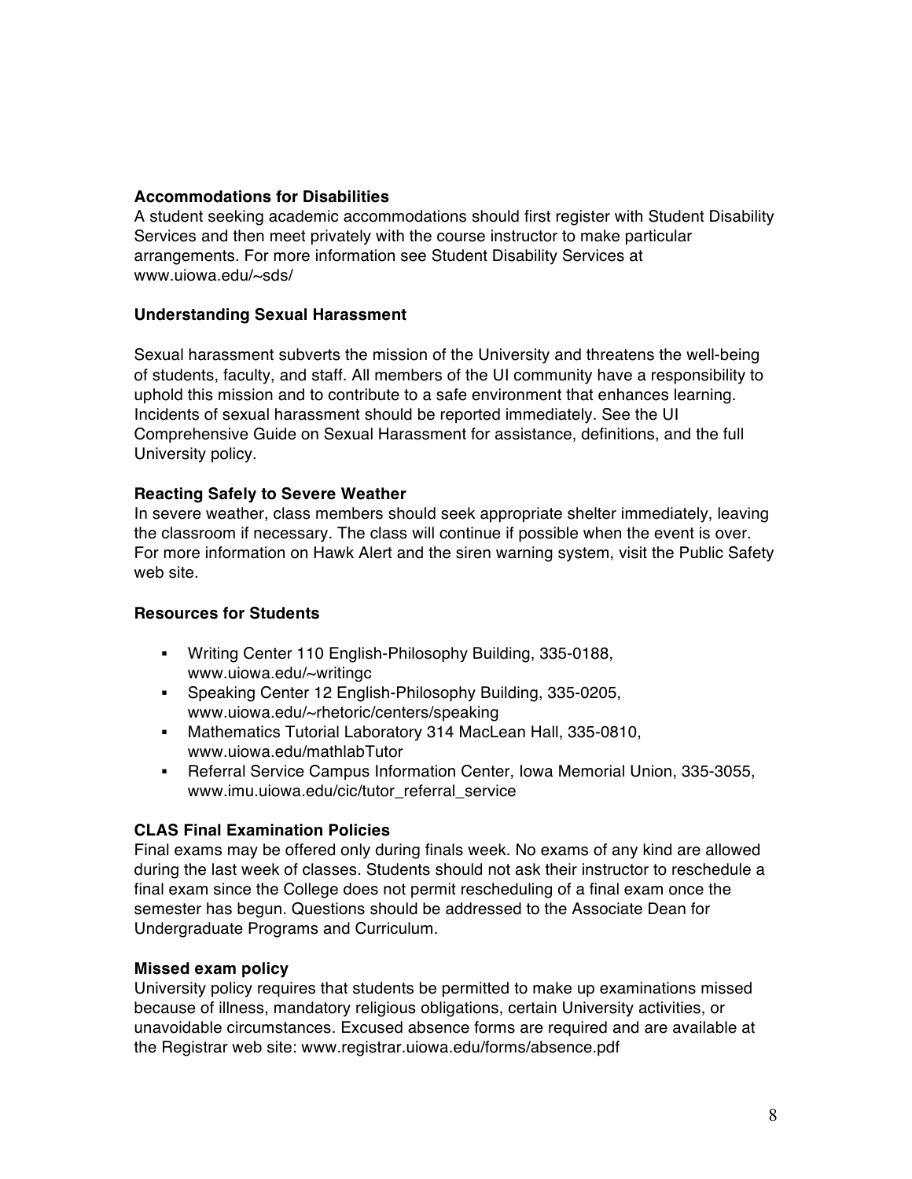**Accommodations for Disabilities**
A student seeking academic accommodations should first register with Student Disability Services and then meet privately with the course instructor to make particular arrangements. For more information see Student Disability Services at www.uiowa.edu/~sds/

**Understanding Sexual Harassment**

Sexual harassment subverts the mission of the University and threatens the well-being of students, faculty, and staff. All members of the UI community have a responsibility to uphold this mission and to contribute to a safe environment that enhances learning. Incidents of sexual harassment should be reported immediately. See the UI Comprehensive Guide on Sexual Harassment for assistance, definitions, and the full University policy.

**Reacting Safely to Severe Weather**
In severe weather, class members should seek appropriate shelter immediately, leaving the classroom if necessary. The class will continue if possible when the event is over. For more information on Hawk Alert and the siren warning system, visit the Public Safety web site.

**Resources for Students**

- Writing Center 110 English-Philosophy Building, 335-0188, www.uiowa.edu/~writingc
- Speaking Center 12 English-Philosophy Building, 335-0205, www.uiowa.edu/~rhetoric/centers/speaking
- Mathematics Tutorial Laboratory 314 MacLean Hall, 335-0810, www.uiowa.edu/mathlabTutor
- Referral Service Campus Information Center, Iowa Memorial Union, 335-3055, www.imu.uiowa.edu/cic/tutor_referral_service

**CLAS Final Examination Policies**
Final exams may be offered only during finals week. No exams of any kind are allowed during the last week of classes. Students should not ask their instructor to reschedule a final exam since the College does not permit rescheduling of a final exam once the semester has begun. Questions should be addressed to the Associate Dean for Undergraduate Programs and Curriculum.

**Missed exam policy**
University policy requires that students be permitted to make up examinations missed because of illness, mandatory religious obligations, certain University activities, or unavoidable circumstances. Excused absence forms are required and are available at the Registrar web site: www.registrar.uiowa.edu/forms/absence.pdf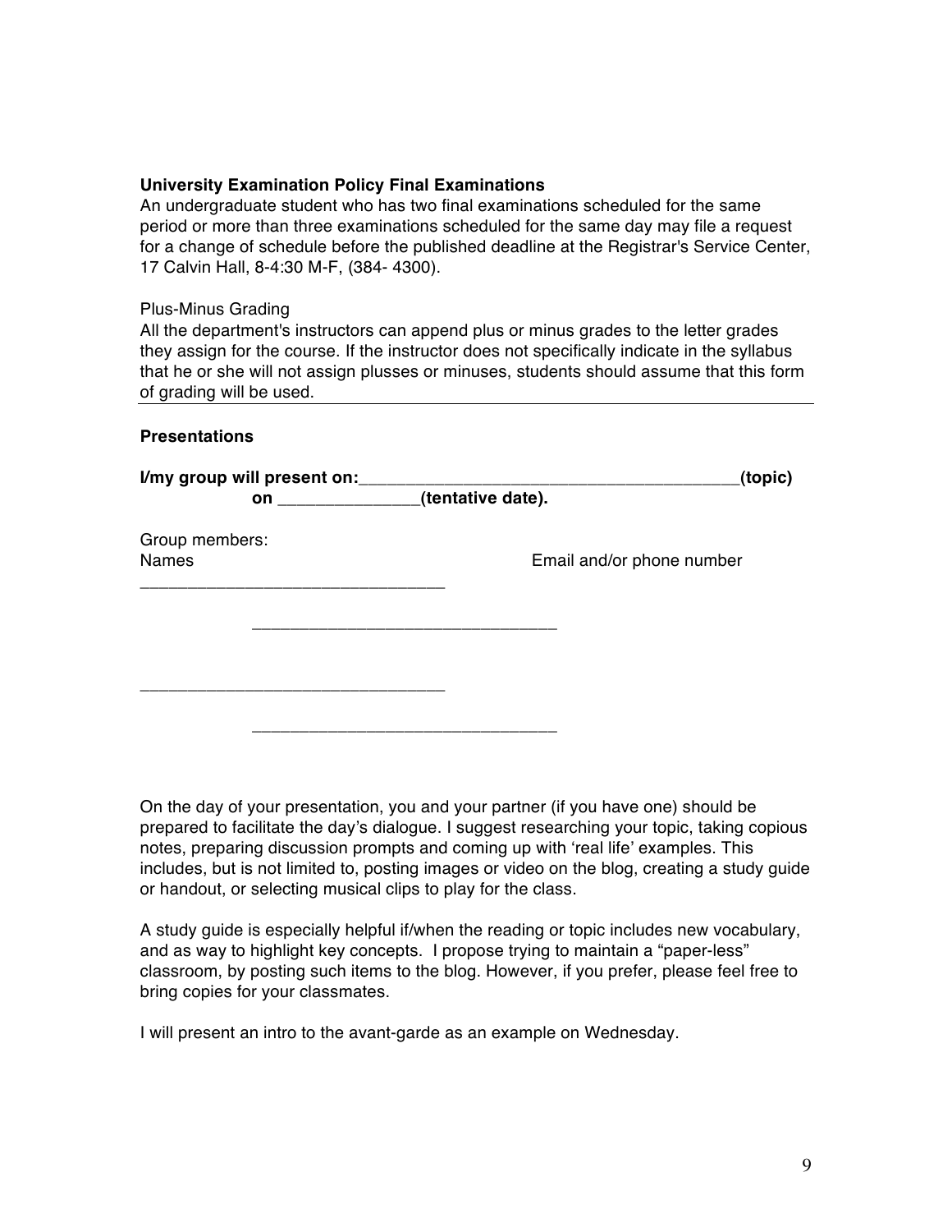**University Examination Policy Final Examinations**
An undergraduate student who has two final examinations scheduled for the same period or more than three examinations scheduled for the same day may file a request for a change of schedule before the published deadline at the Registrar's Service Center, 17 Calvin Hall, 8-4:30 M-F, (384- 4300).

Plus-Minus Grading
All the department's instructors can append plus or minus grades to the letter grades they assign for the course. If the instructor does not specifically indicate in the syllabus that he or she will not assign plusses or minuses, students should assume that this form of grading will be used.

---

**Presentations**

**I/my group will present on:________________________________________(topic) on ______________(tentative date).**

Group members:
Names                                                     Email and/or phone number

________________________________

                ________________________________

________________________________

                ________________________________

On the day of your presentation, you and your partner (if you have one) should be prepared to facilitate the day's dialogue. I suggest researching your topic, taking copious notes, preparing discussion prompts and coming up with 'real life' examples. This includes, but is not limited to, posting images or video on the blog, creating a study guide or handout, or selecting musical clips to play for the class.

A study guide is especially helpful if/when the reading or topic includes new vocabulary, and as way to highlight key concepts. I propose trying to maintain a "paper-less" classroom, by posting such items to the blog. However, if you prefer, please feel free to bring copies for your classmates.

I will present an intro to the avant-garde as an example on Wednesday.